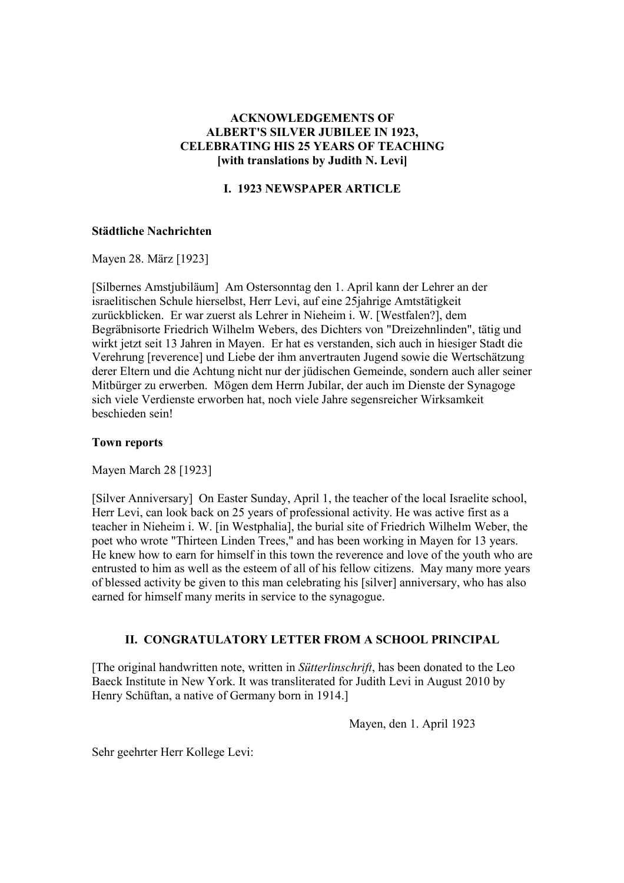**ACKNOWLEDGEMENTS OF ALBERT'S SILVER JUBILEE IN 1923, CELEBRATING HIS 25 YEARS OF TEACHING [with translations by Judith N. Levi]**

**I. 1923 NEWSPAPER ARTICLE**

**Städtliche Nachrichten**

Mayen 28. März [1923]

[Silbernes Amstjubiläum] Am Ostersonntag den 1. April kann der Lehrer an der israelitischen Schule hierselbst, Herr Levi, auf eine 25jahrige Amtstätigkeit zurückblicken. Er war zuerst als Lehrer in Nieheim i. W. [Westfalen?], dem Begräbnisorte Friedrich Wilhelm Webers, des Dichters von "Dreizehnlinden", tätig und wirkt jetzt seit 13 Jahren in Mayen. Er hat es verstanden, sich auch in hiesiger Stadt die Verehrung [reverence] und Liebe der ihm anvertrauten Jugend sowie die Wertschätzung derer Eltern und die Achtung nicht nur der jüdischen Gemeinde, sondern auch aller seiner Mitbürger zu erwerben. Mögen dem Herrn Jubilar, der auch im Dienste der Synagoge sich viele Verdienste erworben hat, noch viele Jahre segensreicher Wirksamkeit beschieden sein!

**Town reports**

Mayen March 28 [1923]

[Silver Anniversary] On Easter Sunday, April 1, the teacher of the local Israelite school, Herr Levi, can look back on 25 years of professional activity. He was active first as a teacher in Nieheim i. W. [in Westphalia], the burial site of Friedrich Wilhelm Weber, the poet who wrote "Thirteen Linden Trees," and has been working in Mayen for 13 years. He knew how to earn for himself in this town the reverence and love of the youth who are entrusted to him as well as the esteem of all of his fellow citizens. May many more years of blessed activity be given to this man celebrating his [silver] anniversary, who has also earned for himself many merits in service to the synagogue.

**II. CONGRATULATORY LETTER FROM A SCHOOL PRINCIPAL**

[The original handwritten note, written in *Sütterlinschrift*, has been donated to the Leo Baeck Institute in New York. It was transliterated for Judith Levi in August 2010 by Henry Schüftan, a native of Germany born in 1914.]

Mayen, den 1. April 1923

Sehr geehrter Herr Kollege Levi: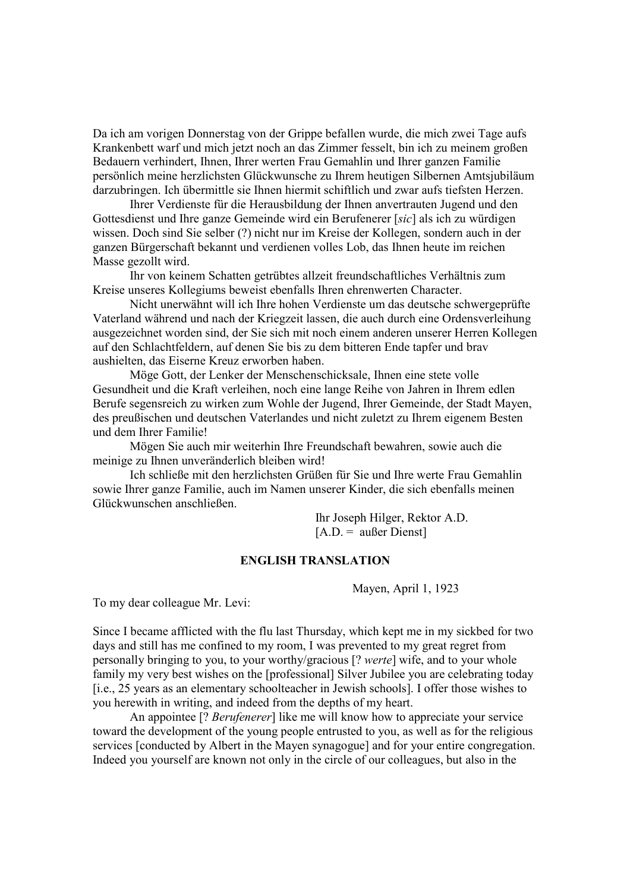Da ich am vorigen Donnerstag von der Grippe befallen wurde, die mich zwei Tage aufs Krankenbett warf und mich jetzt noch an das Zimmer fesselt, bin ich zu meinem großen Bedauern verhindert, Ihnen, Ihrer werten Frau Gemahlin und Ihrer ganzen Familie persönlich meine herzlichsten Glückwunsche zu Ihrem heutigen Silbernen Amtsjubiläum darzubringen. Ich übermittle sie Ihnen hiermit schiftlich und zwar aufs tiefsten Herzen.

Ihrer Verdienste für die Herausbildung der Ihnen anvertrauten Jugend und den Gottesdienst und Ihre ganze Gemeinde wird ein Berufenerer [*sic*] als ich zu würdigen wissen. Doch sind Sie selber (?) nicht nur im Kreise der Kollegen, sondern auch in der ganzen Bürgerschaft bekannt und verdienen volles Lob, das Ihnen heute im reichen Masse gezollt wird.

Ihr von keinem Schatten getrübtes allzeit freundschaftliches Verhältnis zum Kreise unseres Kollegiums beweist ebenfalls Ihren ehrenwerten Character.

Nicht unerwähnt will ich Ihre hohen Verdienste um das deutsche schwergeprüfte Vaterland während und nach der Kriegzeit lassen, die auch durch eine Ordensverleihung ausgezeichnet worden sind, der Sie sich mit noch einem anderen unserer Herren Kollegen auf den Schlachtfeldern, auf denen Sie bis zu dem bitteren Ende tapfer und brav aushielten, das Eiserne Kreuz erworben haben.

Möge Gott, der Lenker der Menschenschicksale, Ihnen eine stete volle Gesundheit und die Kraft verleihen, noch eine lange Reihe von Jahren in Ihrem edlen Berufe segensreich zu wirken zum Wohle der Jugend, Ihrer Gemeinde, der Stadt Mayen, des preußischen und deutschen Vaterlandes und nicht zuletzt zu Ihrem eigenem Besten und dem Ihrer Familie!

Mögen Sie auch mir weiterhin Ihre Freundschaft bewahren, sowie auch die meinige zu Ihnen unveränderlich bleiben wird!

Ich schließe mit den herzlichsten Grüßen für Sie und Ihre werte Frau Gemahlin sowie Ihrer ganze Familie, auch im Namen unserer Kinder, die sich ebenfalls meinen Glückwunschen anschließen.

Ihr Joseph Hilger, Rektor A.D.
[A.D. = außer Dienst]

**ENGLISH TRANSLATION**

Mayen, April 1, 1923

To my dear colleague Mr. Levi:

Since I became afflicted with the flu last Thursday, which kept me in my sickbed for two days and still has me confined to my room, I was prevented to my great regret from personally bringing to you, to your worthy/gracious [? *werte*] wife, and to your whole family my very best wishes on the [professional] Silver Jubilee you are celebrating today [i.e., 25 years as an elementary schoolteacher in Jewish schools]. I offer those wishes to you herewith in writing, and indeed from the depths of my heart.

An appointee [? *Berufenerer*] like me will know how to appreciate your service toward the development of the young people entrusted to you, as well as for the religious services [conducted by Albert in the Mayen synagogue] and for your entire congregation. Indeed you yourself are known not only in the circle of our colleagues, but also in the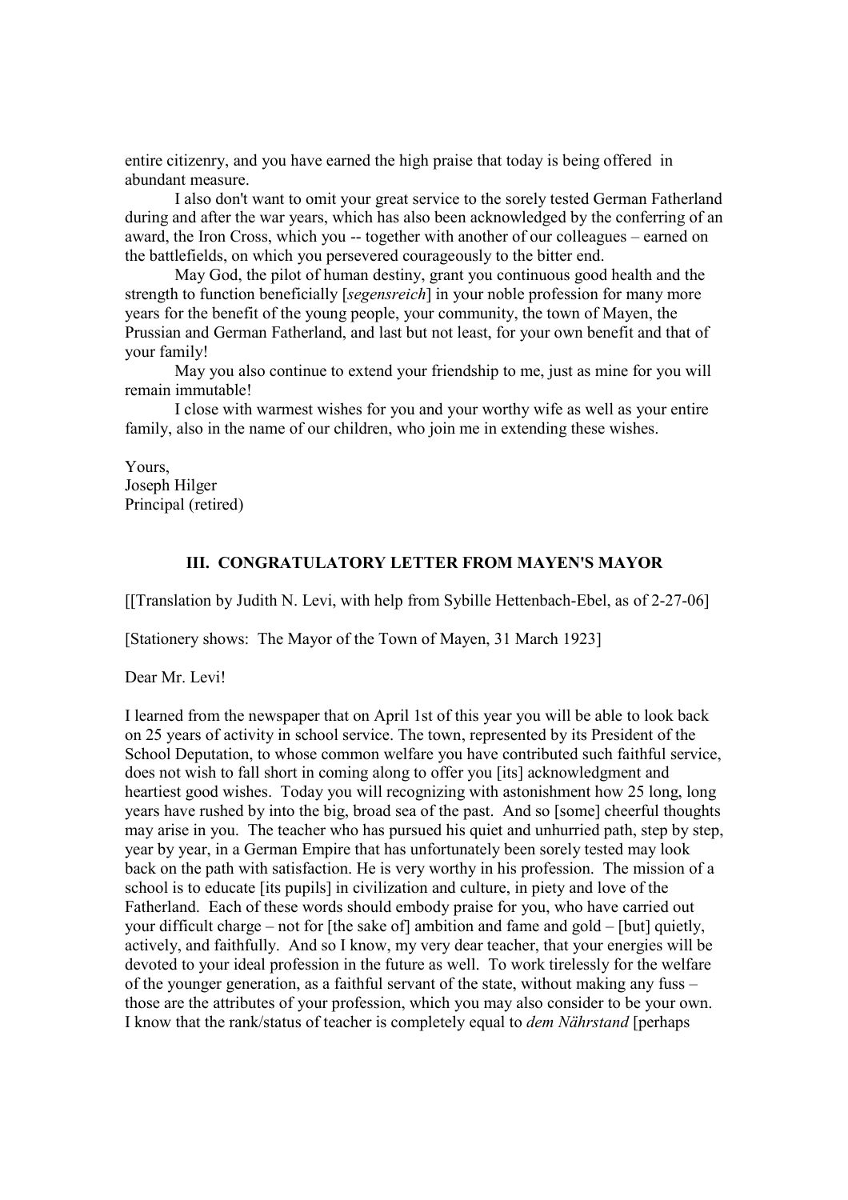entire citizenry, and you have earned the high praise that today is being offered in abundant measure.

I also don't want to omit your great service to the sorely tested German Fatherland during and after the war years, which has also been acknowledged by the conferring of an award, the Iron Cross, which you -- together with another of our colleagues – earned on the battlefields, on which you persevered courageously to the bitter end.

May God, the pilot of human destiny, grant you continuous good health and the strength to function beneficially [*segensreich*] in your noble profession for many more years for the benefit of the young people, your community, the town of Mayen, the Prussian and German Fatherland, and last but not least, for your own benefit and that of your family!

May you also continue to extend your friendship to me, just as mine for you will remain immutable!

I close with warmest wishes for you and your worthy wife as well as your entire family, also in the name of our children, who join me in extending these wishes.

Yours,
Joseph Hilger
Principal (retired)

### III. CONGRATULATORY LETTER FROM MAYEN'S MAYOR

[[Translation by Judith N. Levi, with help from Sybille Hettenbach-Ebel, as of 2-27-06]

[Stationery shows: The Mayor of the Town of Mayen, 31 March 1923]

Dear Mr. Levi!

I learned from the newspaper that on April 1st of this year you will be able to look back on 25 years of activity in school service. The town, represented by its President of the School Deputation, to whose common welfare you have contributed such faithful service, does not wish to fall short in coming along to offer you [its] acknowledgment and heartiest good wishes. Today you will recognizing with astonishment how 25 long, long years have rushed by into the big, broad sea of the past. And so [some] cheerful thoughts may arise in you. The teacher who has pursued his quiet and unhurried path, step by step, year by year, in a German Empire that has unfortunately been sorely tested may look back on the path with satisfaction. He is very worthy in his profession. The mission of a school is to educate [its pupils] in civilization and culture, in piety and love of the Fatherland. Each of these words should embody praise for you, who have carried out your difficult charge – not for [the sake of] ambition and fame and gold – [but] quietly, actively, and faithfully. And so I know, my very dear teacher, that your energies will be devoted to your ideal profession in the future as well. To work tirelessly for the welfare of the younger generation, as a faithful servant of the state, without making any fuss – those are the attributes of your profession, which you may also consider to be your own. I know that the rank/status of teacher is completely equal to *dem Nährstand* [perhaps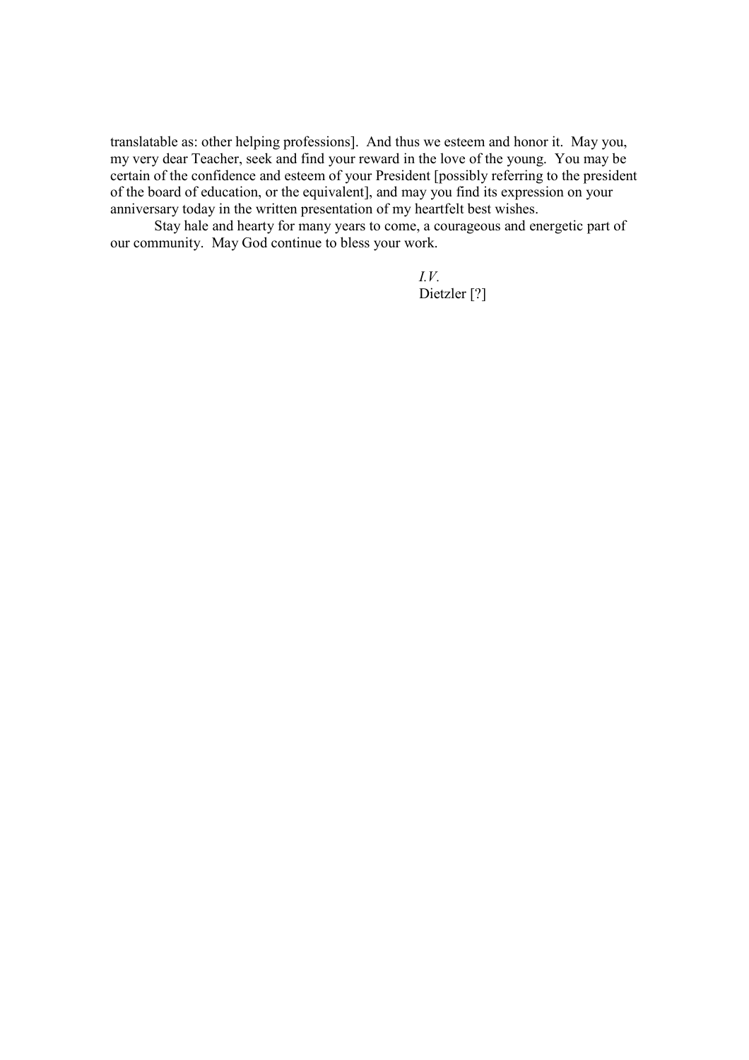translatable as: other helping professions]. And thus we esteem and honor it. May you, my very dear Teacher, seek and find your reward in the love of the young. You may be certain of the confidence and esteem of your President [possibly referring to the president of the board of education, or the equivalent], and may you find its expression on your anniversary today in the written presentation of my heartfelt best wishes.

Stay hale and hearty for many years to come, a courageous and energetic part of our community. May God continue to bless your work.

*I.V.*
Dietzler [?]